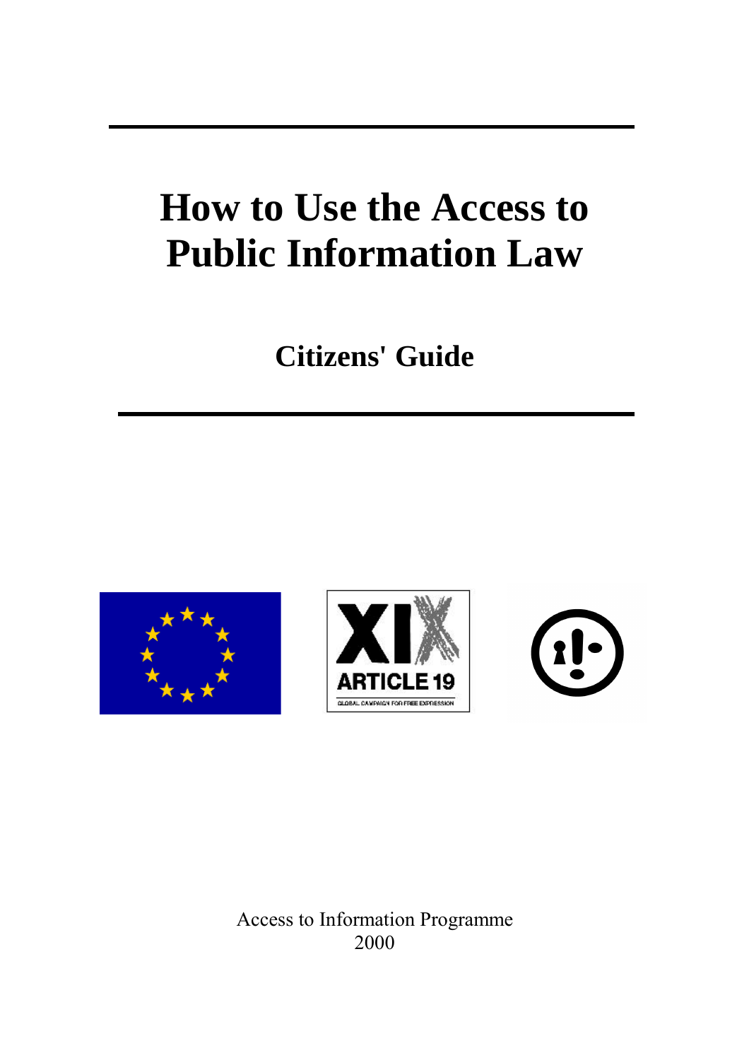# How to Use the Access to Public Information Law

## Citizens' Guide

Access to Information Programme
2000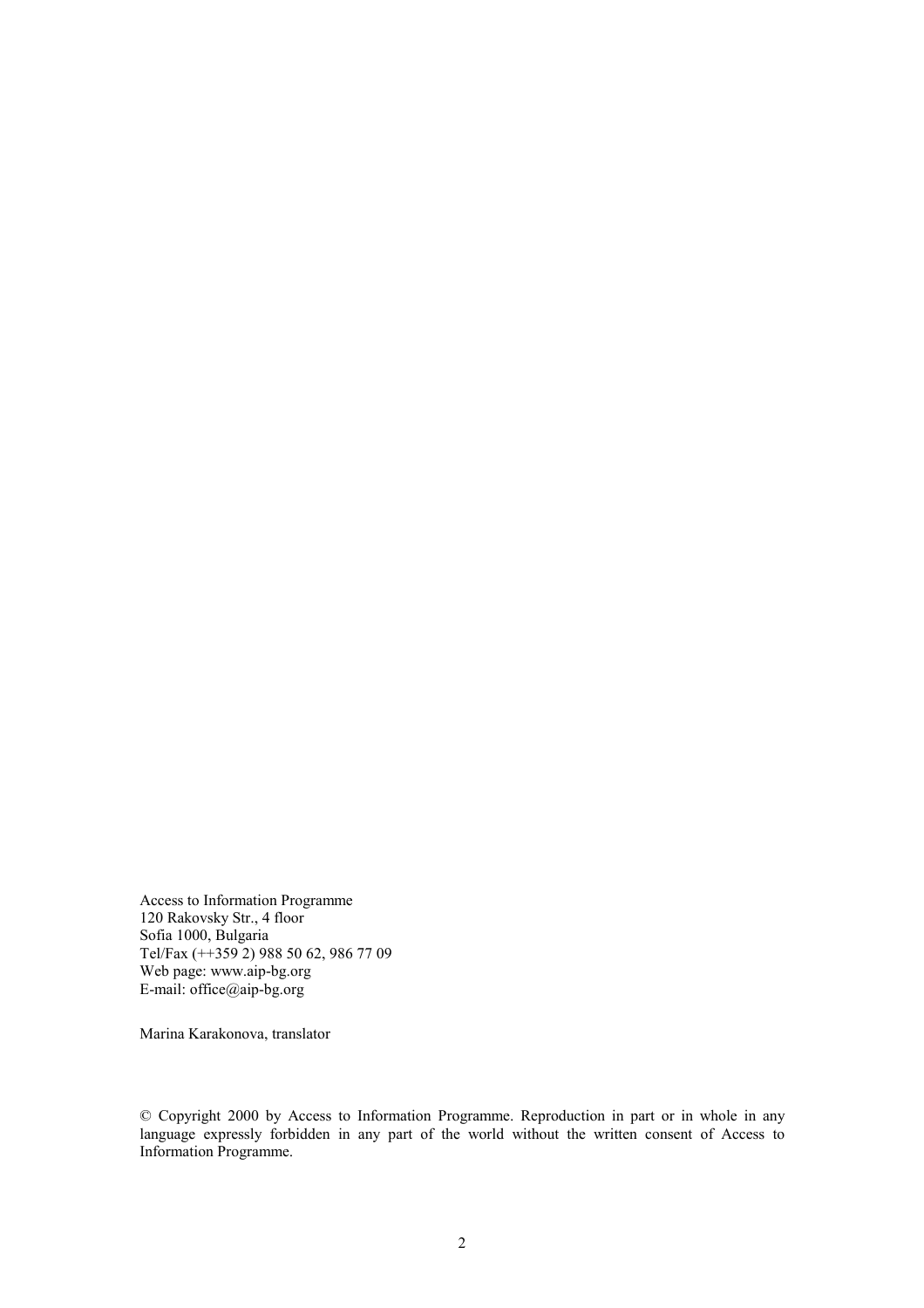Access to Information Programme
120 Rakovsky Str., 4 floor
Sofia 1000, Bulgaria
Tel/Fax (++359 2) 988 50 62, 986 77 09
Web page: www.aip-bg.org
E-mail: office@aip-bg.org

Marina Karakonova, translator

© Copyright 2000 by Access to Information Programme. Reproduction in part or in whole in any language expressly forbidden in any part of the world without the written consent of Access to Information Programme.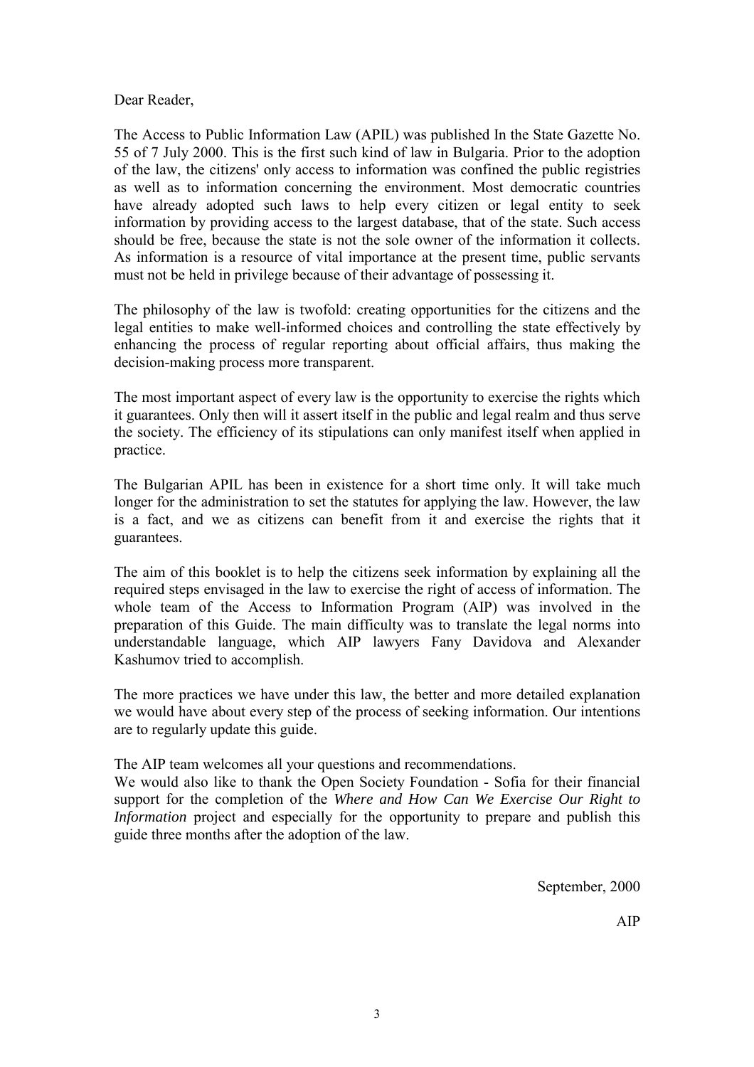Dear Reader,

The Access to Public Information Law (APIL) was published In the State Gazette No. 55 of 7 July 2000. This is the first such kind of law in Bulgaria. Prior to the adoption of the law, the citizens' only access to information was confined the public registries as well as to information concerning the environment. Most democratic countries have already adopted such laws to help every citizen or legal entity to seek information by providing access to the largest database, that of the state. Such access should be free, because the state is not the sole owner of the information it collects. As information is a resource of vital importance at the present time, public servants must not be held in privilege because of their advantage of possessing it.

The philosophy of the law is twofold: creating opportunities for the citizens and the legal entities to make well-informed choices and controlling the state effectively by enhancing the process of regular reporting about official affairs, thus making the decision-making process more transparent.

The most important aspect of every law is the opportunity to exercise the rights which it guarantees. Only then will it assert itself in the public and legal realm and thus serve the society. The efficiency of its stipulations can only manifest itself when applied in practice.

The Bulgarian APIL has been in existence for a short time only. It will take much longer for the administration to set the statutes for applying the law. However, the law is a fact, and we as citizens can benefit from it and exercise the rights that it guarantees.

The aim of this booklet is to help the citizens seek information by explaining all the required steps envisaged in the law to exercise the right of access of information. The whole team of the Access to Information Program (AIP) was involved in the preparation of this Guide. The main difficulty was to translate the legal norms into understandable language, which AIP lawyers Fany Davidova and Alexander Kashumov tried to accomplish.

The more practices we have under this law, the better and more detailed explanation we would have about every step of the process of seeking information. Our intentions are to regularly update this guide.

The AIP team welcomes all your questions and recommendations.
We would also like to thank the Open Society Foundation - Sofia for their financial support for the completion of the *Where and How Can We Exercise Our Right to Information* project and especially for the opportunity to prepare and publish this guide three months after the adoption of the law.

September, 2000

AIP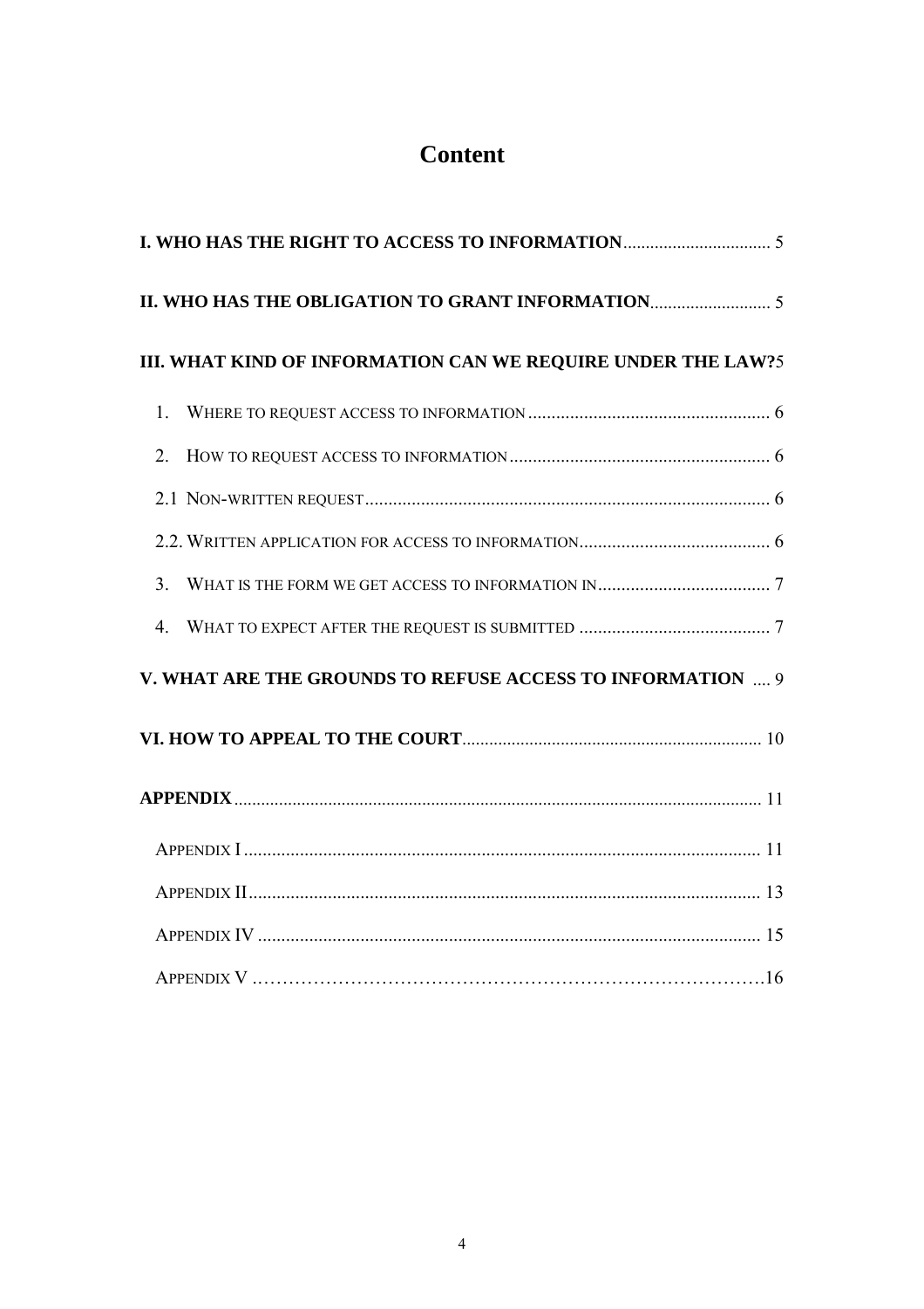# Content

**I. WHO HAS THE RIGHT TO ACCESS TO INFORMATION** ..... 5

**II. WHO HAS THE OBLIGATION TO GRANT INFORMATION** ..... 5

**III. WHAT KIND OF INFORMATION CAN WE REQUIRE UNDER THE LAW?** 5

1. WHERE TO REQUEST ACCESS TO INFORMATION ..... 6
2. HOW TO REQUEST ACCESS TO INFORMATION ..... 6

2.1 NON-WRITTEN REQUEST ..... 6

2.2. WRITTEN APPLICATION FOR ACCESS TO INFORMATION ..... 6

3. WHAT IS THE FORM WE GET ACCESS TO INFORMATION IN ..... 7
4. WHAT TO EXPECT AFTER THE REQUEST IS SUBMITTED ..... 7

**V. WHAT ARE THE GROUNDS TO REFUSE ACCESS TO INFORMATION** ..... 9

**VI. HOW TO APPEAL TO THE COURT** ..... 10

**APPENDIX** ..... 11

APPENDIX I ..... 11

APPENDIX II ..... 13

APPENDIX IV ..... 15

APPENDIX V ..... 16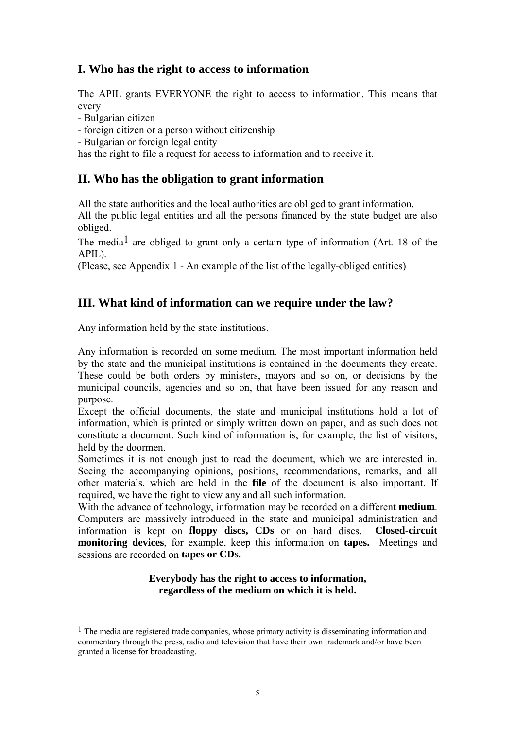## I. Who has the right to access to information

The APIL grants EVERYONE the right to access to information. This means that every

- Bulgarian citizen
- foreign citizen or a person without citizenship
- Bulgarian or foreign legal entity

has the right to file a request for access to information and to receive it.

## II. Who has the obligation to grant information

All the state authorities and the local authorities are obliged to grant information.

All the public legal entities and all the persons financed by the state budget are also obliged.

The media[1] are obliged to grant only a certain type of information (Art. 18 of the APIL).

(Please, see Appendix 1 - An example of the list of the legally-obliged entities)

## III. What kind of information can we require under the law?

Any information held by the state institutions.

Any information is recorded on some medium. The most important information held by the state and the municipal institutions is contained in the documents they create. These could be both orders by ministers, mayors and so on, or decisions by the municipal councils, agencies and so on, that have been issued for any reason and purpose.

Except the official documents, the state and municipal institutions hold a lot of information, which is printed or simply written down on paper, and as such does not constitute a document. Such kind of information is, for example, the list of visitors, held by the doormen.

Sometimes it is not enough just to read the document, which we are interested in. Seeing the accompanying opinions, positions, recommendations, remarks, and all other materials, which are held in the **file** of the document is also important. If required, we have the right to view any and all such information.

With the advance of technology, information may be recorded on a different **medium**. Computers are massively introduced in the state and municipal administration and information is kept on **floppy discs, CDs** or on hard discs. **Closed-circuit monitoring devices**, for example, keep this information on **tapes.** Meetings and sessions are recorded on **tapes or CDs.**

**Everybody has the right to access to information, regardless of the medium on which it is held.**

---

[1] The media are registered trade companies, whose primary activity is disseminating information and commentary through the press, radio and television that have their own trademark and/or have been granted a license for broadcasting.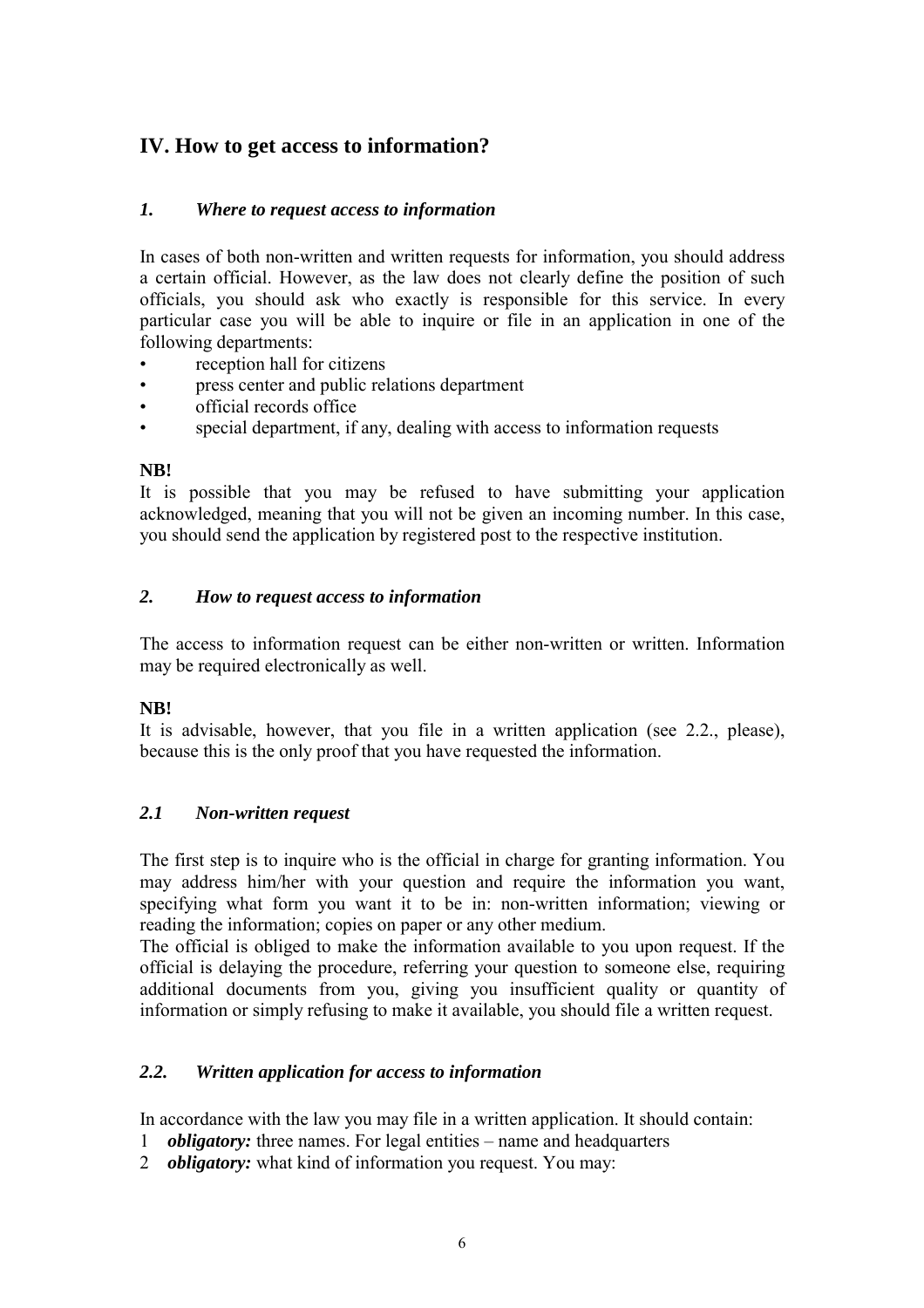## IV. How to get access to information?

### *1. Where to request access to information*

In cases of both non-written and written requests for information, you should address a certain official. However, as the law does not clearly define the position of such officials, you should ask who exactly is responsible for this service. In every particular case you will be able to inquire or file in an application in one of the following departments:

- reception hall for citizens
- press center and public relations department
- official records office
- special department, if any, dealing with access to information requests

**NB!**
It is possible that you may be refused to have submitting your application acknowledged, meaning that you will not be given an incoming number. In this case, you should send the application by registered post to the respective institution.

### *2. How to request access to information*

The access to information request can be either non-written or written. Information may be required electronically as well.

**NB!**
It is advisable, however, that you file in a written application (see 2.2., please), because this is the only proof that you have requested the information.

### *2.1 Non-written request*

The first step is to inquire who is the official in charge for granting information. You may address him/her with your question and require the information you want, specifying what form you want it to be in: non-written information; viewing or reading the information; copies on paper or any other medium.

The official is obliged to make the information available to you upon request. If the official is delaying the procedure, referring your question to someone else, requiring additional documents from you, giving you insufficient quality or quantity of information or simply refusing to make it available, you should file a written request.

### *2.2. Written application for access to information*

In accordance with the law you may file in a written application. It should contain:

1 ***obligatory:*** three names. For legal entities – name and headquarters
2 ***obligatory:*** what kind of information you request. You may: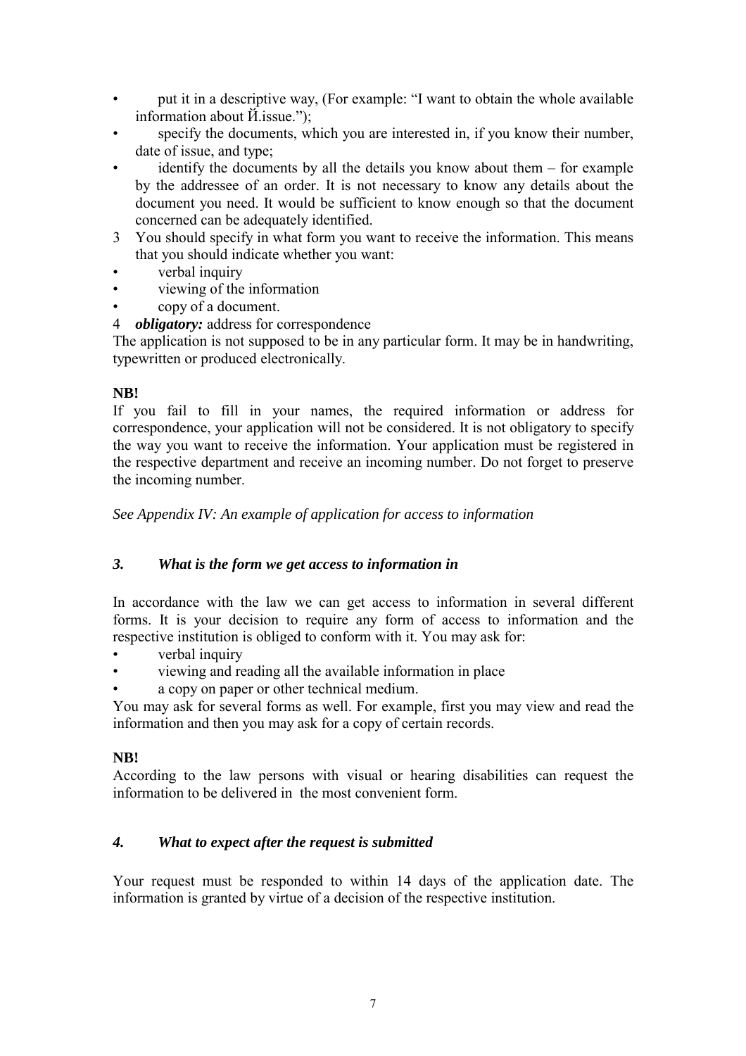- put it in a descriptive way, (For example: "I want to obtain the whole available information about Й.issue.");
- specify the documents, which you are interested in, if you know their number, date of issue, and type;
- identify the documents by all the details you know about them – for example by the addressee of an order. It is not necessary to know any details about the document you need. It would be sufficient to know enough so that the document concerned can be adequately identified.

3 You should specify in what form you want to receive the information. This means that you should indicate whether you want:

- verbal inquiry
- viewing of the information
- copy of a document.

4 ***obligatory:*** address for correspondence

The application is not supposed to be in any particular form. It may be in handwriting, typewritten or produced electronically.

**NB!**

If you fail to fill in your names, the required information or address for correspondence, your application will not be considered. It is not obligatory to specify the way you want to receive the information. Your application must be registered in the respective department and receive an incoming number. Do not forget to preserve the incoming number.

*See Appendix IV: An example of application for access to information*

### *3. What is the form we get access to information in*

In accordance with the law we can get access to information in several different forms. It is your decision to require any form of access to information and the respective institution is obliged to conform with it. You may ask for:

- verbal inquiry
- viewing and reading all the available information in place
- a copy on paper or other technical medium.

You may ask for several forms as well. For example, first you may view and read the information and then you may ask for a copy of certain records.

**NB!**

According to the law persons with visual or hearing disabilities can request the information to be delivered in the most convenient form.

### *4. What to expect after the request is submitted*

Your request must be responded to within 14 days of the application date. The information is granted by virtue of a decision of the respective institution.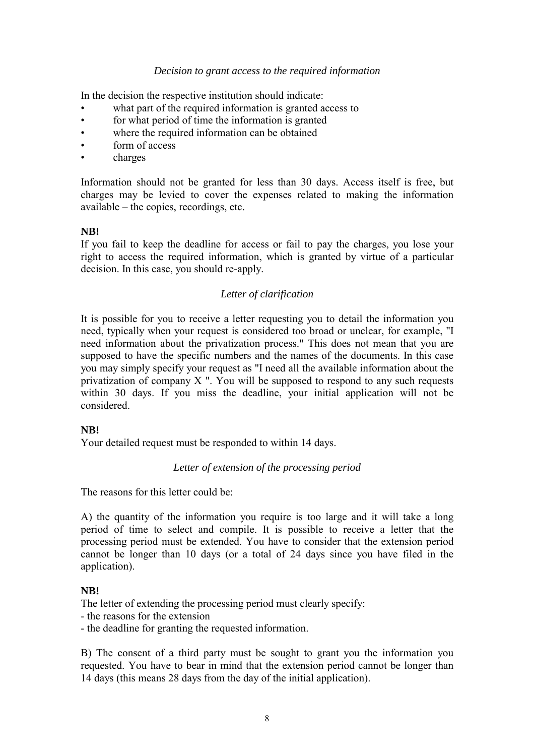*Decision to grant access to the required information*

In the decision the respective institution should indicate:

- what part of the required information is granted access to
- for what period of time the information is granted
- where the required information can be obtained
- form of access
- charges

Information should not be granted for less than 30 days. Access itself is free, but charges may be levied to cover the expenses related to making the information available – the copies, recordings, etc.

**NB!**
If you fail to keep the deadline for access or fail to pay the charges, you lose your right to access the required information, which is granted by virtue of a particular decision. In this case, you should re-apply.

*Letter of clarification*

It is possible for you to receive a letter requesting you to detail the information you need, typically when your request is considered too broad or unclear, for example, "I need information about the privatization process." This does not mean that you are supposed to have the specific numbers and the names of the documents. In this case you may simply specify your request as "I need all the available information about the privatization of company X ". You will be supposed to respond to any such requests within 30 days. If you miss the deadline, your initial application will not be considered.

**NB!**
Your detailed request must be responded to within 14 days.

*Letter of extension of the processing period*

The reasons for this letter could be:

A) the quantity of the information you require is too large and it will take a long period of time to select and compile. It is possible to receive a letter that the processing period must be extended. You have to consider that the extension period cannot be longer than 10 days (or a total of 24 days since you have filed in the application).

**NB!**
The letter of extending the processing period must clearly specify:
- the reasons for the extension
- the deadline for granting the requested information.

B) The consent of a third party must be sought to grant you the information you requested. You have to bear in mind that the extension period cannot be longer than 14 days (this means 28 days from the day of the initial application).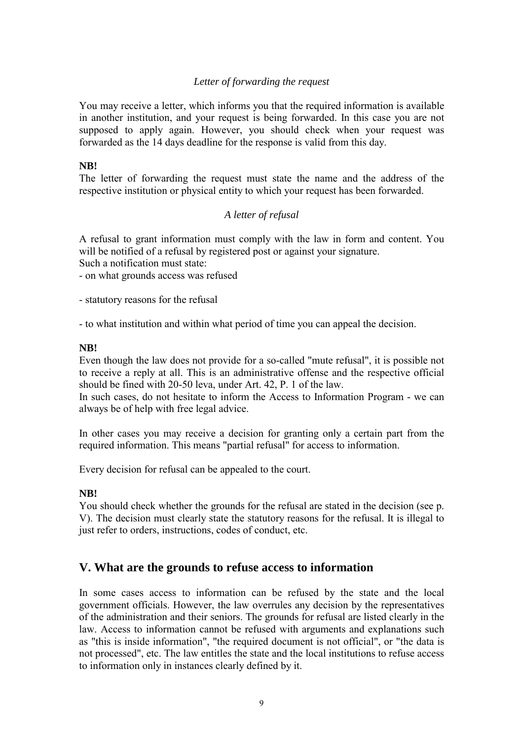*Letter of forwarding the request*

You may receive a letter, which informs you that the required information is available in another institution, and your request is being forwarded. In this case you are not supposed to apply again. However, you should check when your request was forwarded as the 14 days deadline for the response is valid from this day.

**NB!**
The letter of forwarding the request must state the name and the address of the respective institution or physical entity to which your request has been forwarded.

*A letter of refusal*

A refusal to grant information must comply with the law in form and content. You will be notified of a refusal by registered post or against your signature.
Such a notification must state:

- on what grounds access was refused

- statutory reasons for the refusal

- to what institution and within what period of time you can appeal the decision.

**NB!**
Even though the law does not provide for a so-called "mute refusal", it is possible not to receive a reply at all. This is an administrative offense and the respective official should be fined with 20-50 leva, under Art. 42, P. 1 of the law.
In such cases, do not hesitate to inform the Access to Information Program - we can always be of help with free legal advice.

In other cases you may receive a decision for granting only a certain part from the required information. This means "partial refusal" for access to information.

Every decision for refusal can be appealed to the court.

**NB!**
You should check whether the grounds for the refusal are stated in the decision (see p. V). The decision must clearly state the statutory reasons for the refusal. It is illegal to just refer to orders, instructions, codes of conduct, etc.

## V. What are the grounds to refuse access to information

In some cases access to information can be refused by the state and the local government officials. However, the law overrules any decision by the representatives of the administration and their seniors. The grounds for refusal are listed clearly in the law. Access to information cannot be refused with arguments and explanations such as "this is inside information", "the required document is not official", or "the data is not processed", etc. The law entitles the state and the local institutions to refuse access to information only in instances clearly defined by it.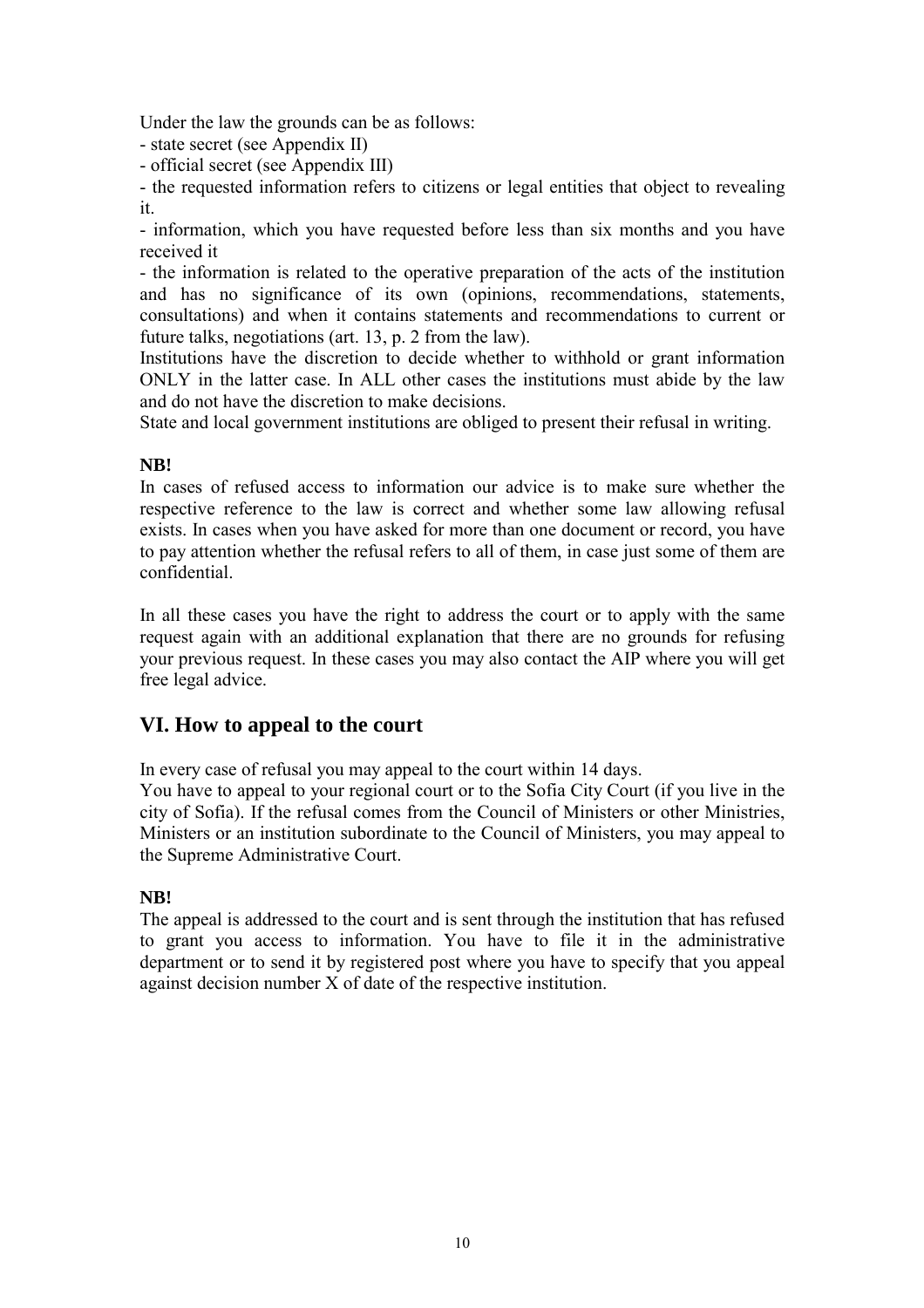Under the law the grounds can be as follows:

- state secret (see Appendix II)
- official secret (see Appendix III)
- the requested information refers to citizens or legal entities that object to revealing it.
- information, which you have requested before less than six months and you have received it
- the information is related to the operative preparation of the acts of the institution and has no significance of its own (opinions, recommendations, statements, consultations) and when it contains statements and recommendations to current or future talks, negotiations (art. 13, p. 2 from the law).

Institutions have the discretion to decide whether to withhold or grant information ONLY in the latter case. In ALL other cases the institutions must abide by the law and do not have the discretion to make decisions.

State and local government institutions are obliged to present their refusal in writing.

**NB!**

In cases of refused access to information our advice is to make sure whether the respective reference to the law is correct and whether some law allowing refusal exists. In cases when you have asked for more than one document or record, you have to pay attention whether the refusal refers to all of them, in case just some of them are confidential.

In all these cases you have the right to address the court or to apply with the same request again with an additional explanation that there are no grounds for refusing your previous request. In these cases you may also contact the AIP where you will get free legal advice.

## VI. How to appeal to the court

In every case of refusal you may appeal to the court within 14 days.

You have to appeal to your regional court or to the Sofia City Court (if you live in the city of Sofia). If the refusal comes from the Council of Ministers or other Ministries, Ministers or an institution subordinate to the Council of Ministers, you may appeal to the Supreme Administrative Court.

**NB!**

The appeal is addressed to the court and is sent through the institution that has refused to grant you access to information. You have to file it in the administrative department or to send it by registered post where you have to specify that you appeal against decision number X of date of the respective institution.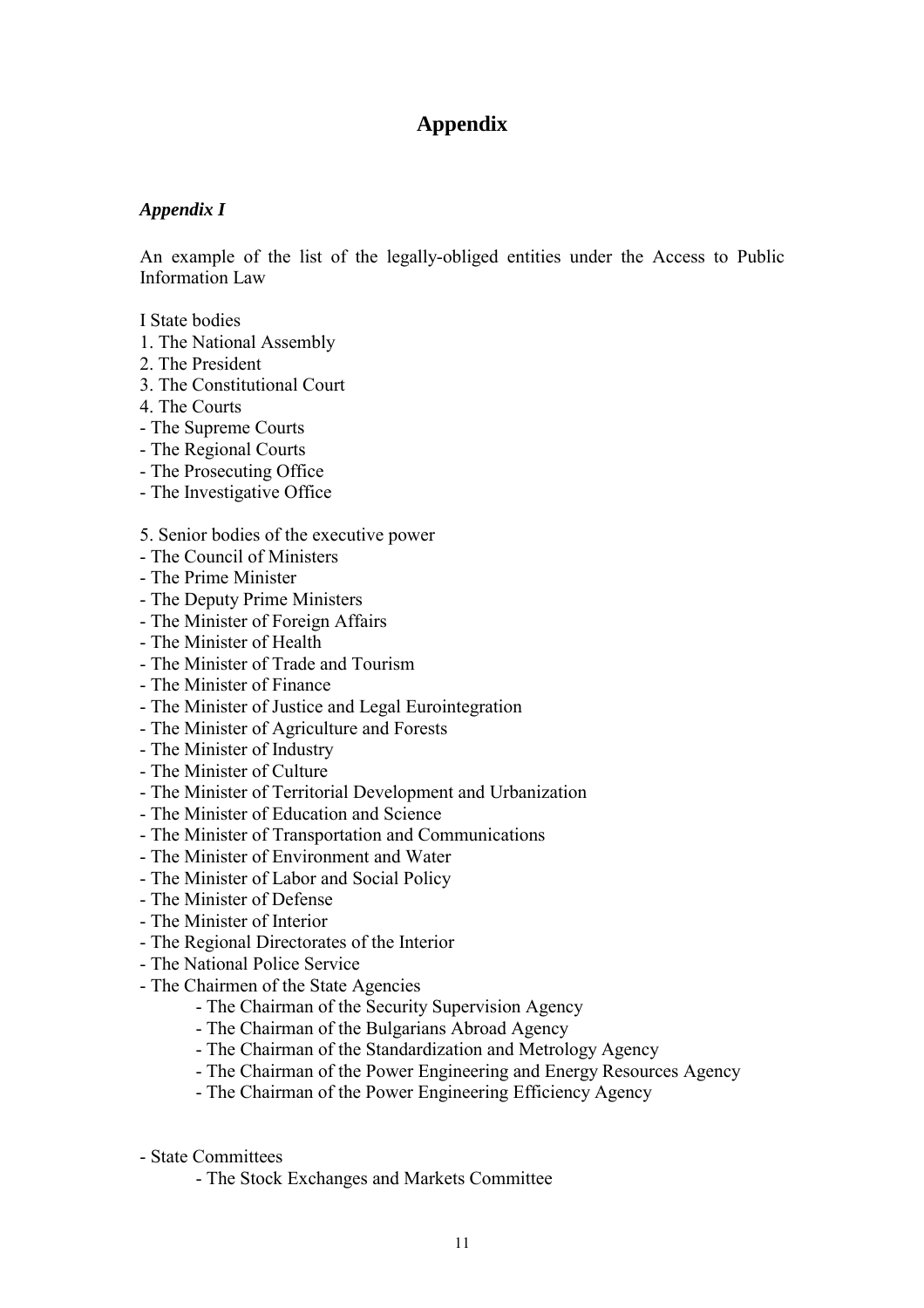# Appendix

### *Appendix I*

An example of the list of the legally-obliged entities under the Access to Public Information Law

I State bodies

1. The National Assembly
2. The President
3. The Constitutional Court
4. The Courts

- The Supreme Courts
- The Regional Courts
- The Prosecuting Office
- The Investigative Office

5. Senior bodies of the executive power

- The Council of Ministers
- The Prime Minister
- The Deputy Prime Ministers
- The Minister of Foreign Affairs
- The Minister of Health
- The Minister of Trade and Tourism
- The Minister of Finance
- The Minister of Justice and Legal Eurointegration
- The Minister of Agriculture and Forests
- The Minister of Industry
- The Minister of Culture
- The Minister of Territorial Development and Urbanization
- The Minister of Education and Science
- The Minister of Transportation and Communications
- The Minister of Environment and Water
- The Minister of Labor and Social Policy
- The Minister of Defense
- The Minister of Interior
- The Regional Directorates of the Interior
- The National Police Service
- The Chairmen of the State Agencies
    - The Chairman of the Security Supervision Agency
    - The Chairman of the Bulgarians Abroad Agency
    - The Chairman of the Standardization and Metrology Agency
    - The Chairman of the Power Engineering and Energy Resources Agency
    - The Chairman of the Power Engineering Efficiency Agency

- State Committees
    - The Stock Exchanges and Markets Committee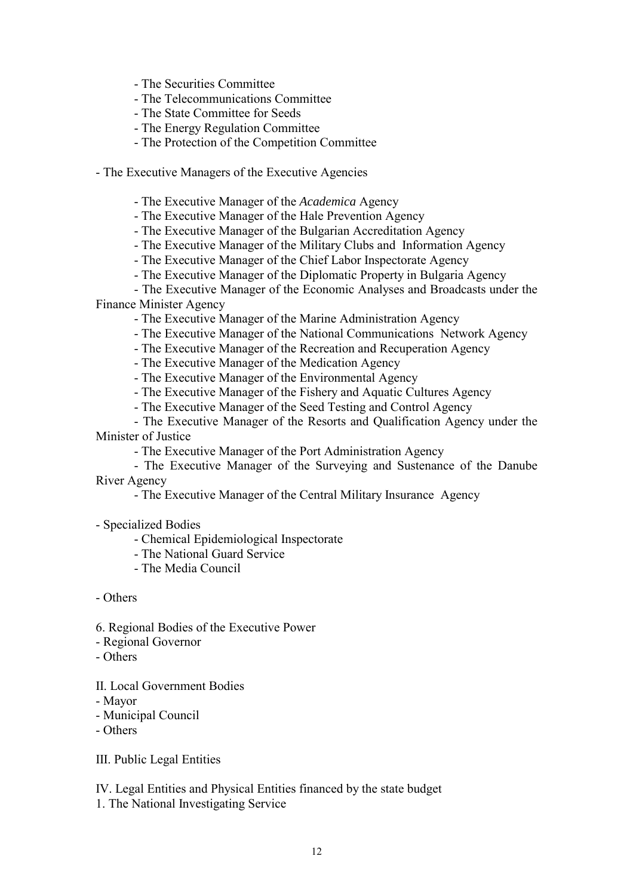- The Securities Committee
- The Telecommunications Committee
- The State Committee for Seeds
- The Energy Regulation Committee
- The Protection of the Competition Committee

- The Executive Managers of the Executive Agencies

  - The Executive Manager of the *Academica* Agency
  - The Executive Manager of the Hale Prevention Agency
  - The Executive Manager of the Bulgarian Accreditation Agency
  - The Executive Manager of the Military Clubs and Information Agency
  - The Executive Manager of the Chief Labor Inspectorate Agency
  - The Executive Manager of the Diplomatic Property in Bulgaria Agency
  - The Executive Manager of the Economic Analyses and Broadcasts under the Finance Minister Agency
  - The Executive Manager of the Marine Administration Agency
  - The Executive Manager of the National Communications Network Agency
  - The Executive Manager of the Recreation and Recuperation Agency
  - The Executive Manager of the Medication Agency
  - The Executive Manager of the Environmental Agency
  - The Executive Manager of the Fishery and Aquatic Cultures Agency
  - The Executive Manager of the Seed Testing and Control Agency
  - The Executive Manager of the Resorts and Qualification Agency under the Minister of Justice
  - The Executive Manager of the Port Administration Agency
  - The Executive Manager of the Surveying and Sustenance of the Danube River Agency
  - The Executive Manager of the Central Military Insurance Agency

- Specialized Bodies
  - Chemical Epidemiological Inspectorate
  - The National Guard Service
  - The Media Council

- Others

6. Regional Bodies of the Executive Power
- Regional Governor
- Others

II. Local Government Bodies
- Mayor
- Municipal Council
- Others

III. Public Legal Entities

IV. Legal Entities and Physical Entities financed by the state budget
1. The National Investigating Service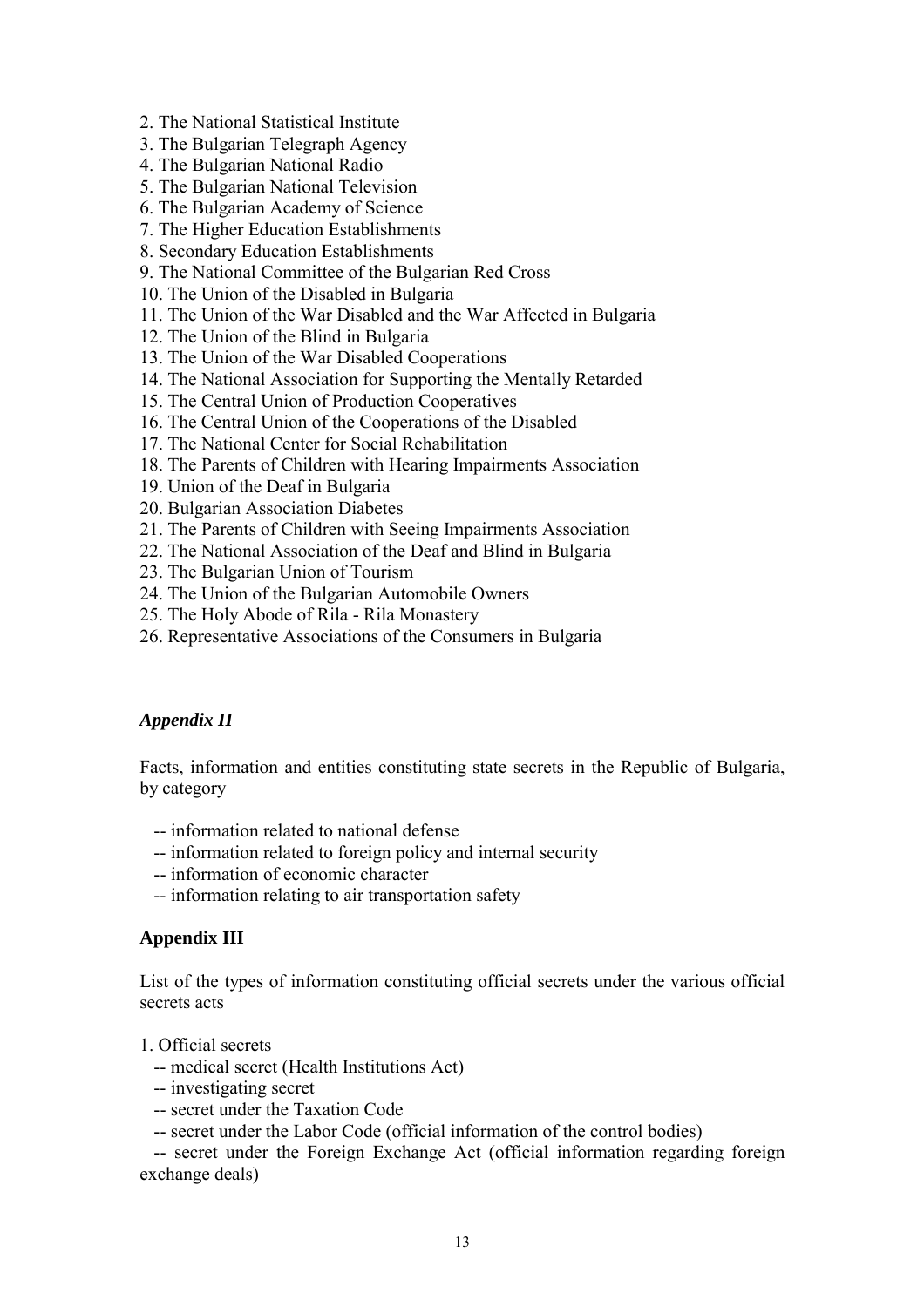2. The National Statistical Institute
3. The Bulgarian Telegraph Agency
4. The Bulgarian National Radio
5. The Bulgarian National Television
6. The Bulgarian Academy of Science
7. The Higher Education Establishments
8. Secondary Education Establishments
9. The National Committee of the Bulgarian Red Cross
10. The Union of the Disabled in Bulgaria
11. The Union of the War Disabled and the War Affected in Bulgaria
12. The Union of the Blind in Bulgaria
13. The Union of the War Disabled Cooperations
14. The National Association for Supporting the Mentally Retarded
15. The Central Union of Production Cooperatives
16. The Central Union of the Cooperations of the Disabled
17. The National Center for Social Rehabilitation
18. The Parents of Children with Hearing Impairments Association
19. Union of the Deaf in Bulgaria
20. Bulgarian Association Diabetes
21. The Parents of Children with Seeing Impairments Association
22. The National Association of the Deaf and Blind in Bulgaria
23. The Bulgarian Union of Tourism
24. The Union of the Bulgarian Automobile Owners
25. The Holy Abode of Rila - Rila Monastery
26. Representative Associations of the Consumers in Bulgaria

### *Appendix II*

Facts, information and entities constituting state secrets in the Republic of Bulgaria, by category

- -- information related to national defense
- -- information related to foreign policy and internal security
- -- information of economic character
- -- information relating to air transportation safety

### **Appendix III**

List of the types of information constituting official secrets under the various official secrets acts

1. Official secrets
   - -- medical secret (Health Institutions Act)
   - -- investigating secret
   - -- secret under the Taxation Code
   - -- secret under the Labor Code (official information of the control bodies)
   - -- secret under the Foreign Exchange Act (official information regarding foreign exchange deals)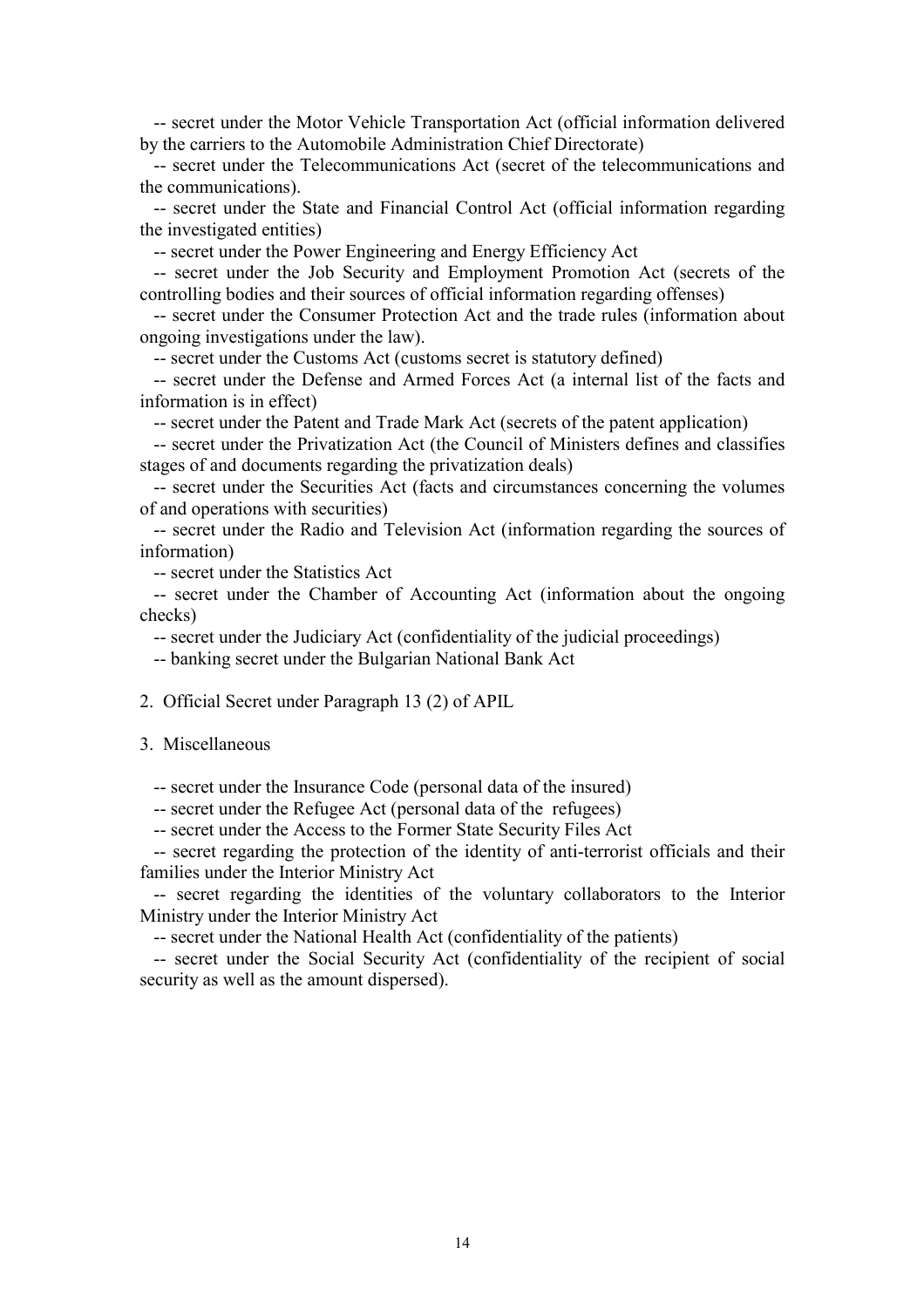-- secret under the Motor Vehicle Transportation Act (official information delivered by the carriers to the Automobile Administration Chief Directorate)

-- secret under the Telecommunications Act (secret of the telecommunications and the communications).

-- secret under the State and Financial Control Act (official information regarding the investigated entities)

-- secret under the Power Engineering and Energy Efficiency Act

-- secret under the Job Security and Employment Promotion Act (secrets of the controlling bodies and their sources of official information regarding offenses)

-- secret under the Consumer Protection Act and the trade rules (information about ongoing investigations under the law).

-- secret under the Customs Act (customs secret is statutory defined)

-- secret under the Defense and Armed Forces Act (a internal list of the facts and information is in effect)

-- secret under the Patent and Trade Mark Act (secrets of the patent application)

-- secret under the Privatization Act (the Council of Ministers defines and classifies stages of and documents regarding the privatization deals)

-- secret under the Securities Act (facts and circumstances concerning the volumes of and operations with securities)

-- secret under the Radio and Television Act (information regarding the sources of information)

-- secret under the Statistics Act

-- secret under the Chamber of Accounting Act (information about the ongoing checks)

-- secret under the Judiciary Act (confidentiality of the judicial proceedings)

-- banking secret under the Bulgarian National Bank Act

2. Official Secret under Paragraph 13 (2) of APIL

3. Miscellaneous

-- secret under the Insurance Code (personal data of the insured)

-- secret under the Refugee Act (personal data of the refugees)

-- secret under the Access to the Former State Security Files Act

-- secret regarding the protection of the identity of anti-terrorist officials and their families under the Interior Ministry Act

-- secret regarding the identities of the voluntary collaborators to the Interior Ministry under the Interior Ministry Act

-- secret under the National Health Act (confidentiality of the patients)

-- secret under the Social Security Act (confidentiality of the recipient of social security as well as the amount dispersed).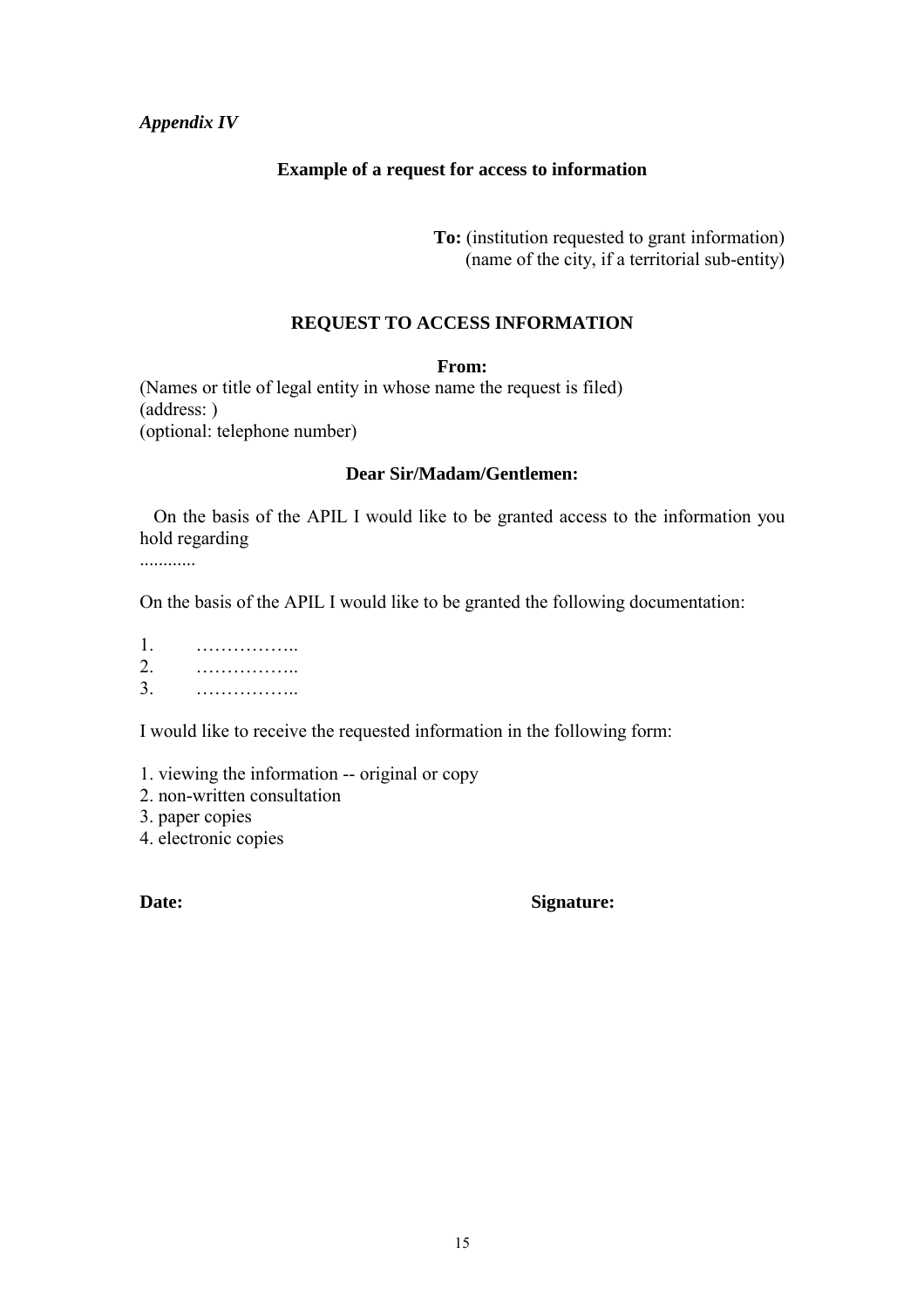*Appendix IV*

**Example of a request for access to information**

**To:** (institution requested to grant information)
(name of the city, if a territorial sub-entity)

**REQUEST TO ACCESS INFORMATION**

**From:**
(Names or title of legal entity in whose name the request is filed)
(address: )
(optional: telephone number)

**Dear Sir/Madam/Gentlemen:**

On the basis of the APIL I would like to be granted access to the information you hold regarding
............

On the basis of the APIL I would like to be granted the following documentation:

1. ……………..
2. ……………..
3. ……………..

I would like to receive the requested information in the following form:

1. viewing the information -- original or copy
2. non-written consultation
3. paper copies
4. electronic copies

**Date:** **Signature:**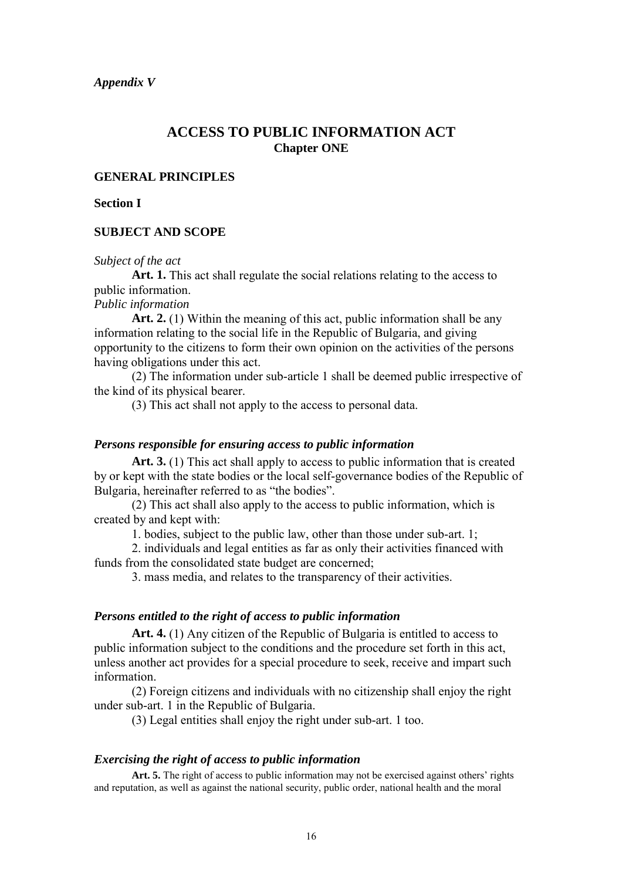*Appendix V*

# ACCESS TO PUBLIC INFORMATION ACT

## Chapter ONE

### GENERAL PRINCIPLES

### Section I

### SUBJECT AND SCOPE

*Subject of the act*

**Art. 1.** This act shall regulate the social relations relating to the access to public information.

*Public information*

**Art. 2.** (1) Within the meaning of this act, public information shall be any information relating to the social life in the Republic of Bulgaria, and giving opportunity to the citizens to form their own opinion on the activities of the persons having obligations under this act.

(2) The information under sub-article 1 shall be deemed public irrespective of the kind of its physical bearer.

(3) This act shall not apply to the access to personal data.

***Persons responsible for ensuring access to public information***

**Art. 3.** (1) This act shall apply to access to public information that is created by or kept with the state bodies or the local self-governance bodies of the Republic of Bulgaria, hereinafter referred to as "the bodies".

(2) This act shall also apply to the access to public information, which is created by and kept with:

1. bodies, subject to the public law, other than those under sub-art. 1;

2. individuals and legal entities as far as only their activities financed with funds from the consolidated state budget are concerned;

3. mass media, and relates to the transparency of their activities.

***Persons entitled to the right of access to public information***

**Art. 4.** (1) Any citizen of the Republic of Bulgaria is entitled to access to public information subject to the conditions and the procedure set forth in this act, unless another act provides for a special procedure to seek, receive and impart such information.

(2) Foreign citizens and individuals with no citizenship shall enjoy the right under sub-art. 1 in the Republic of Bulgaria.

(3) Legal entities shall enjoy the right under sub-art. 1 too.

***Exercising the right of access to public information***

**Art. 5.** The right of access to public information may not be exercised against others' rights and reputation, as well as against the national security, public order, national health and the moral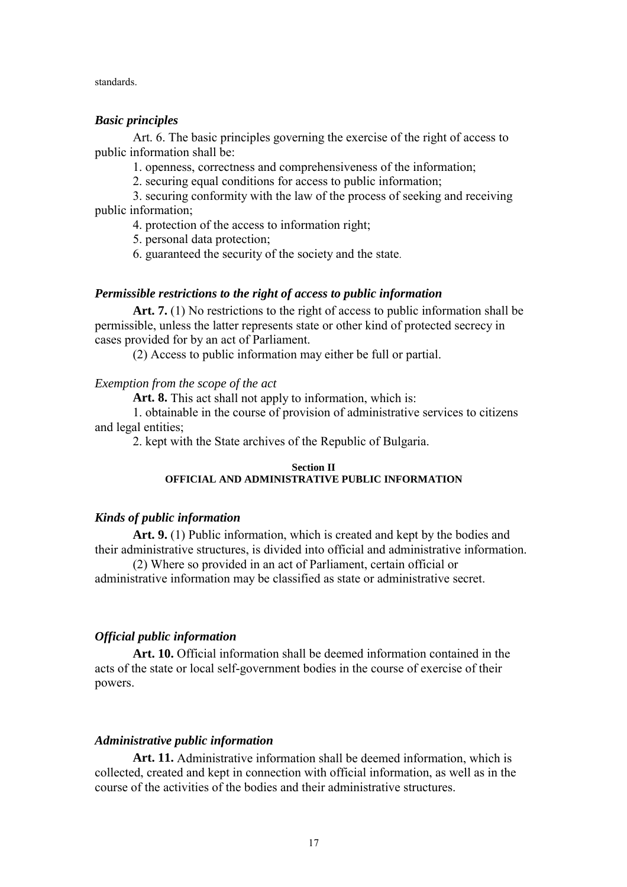standards.

### *Basic principles*

Art. 6. The basic principles governing the exercise of the right of access to public information shall be:

1. openness, correctness and comprehensiveness of the information;
2. securing equal conditions for access to public information;
3. securing conformity with the law of the process of seeking and receiving public information;
4. protection of the access to information right;
5. personal data protection;
6. guaranteed the security of the society and the state.

### *Permissible restrictions to the right of access to public information*

**Art. 7.** (1) No restrictions to the right of access to public information shall be permissible, unless the latter represents state or other kind of protected secrecy in cases provided for by an act of Parliament.

(2) Access to public information may either be full or partial.

*Exemption from the scope of the act*

**Art. 8.** This act shall not apply to information, which is:

1. obtainable in the course of provision of administrative services to citizens and legal entities;
2. kept with the State archives of the Republic of Bulgaria.

## Section II
## OFFICIAL AND ADMINISTRATIVE PUBLIC INFORMATION

### *Kinds of public information*

**Art. 9.** (1) Public information, which is created and kept by the bodies and their administrative structures, is divided into official and administrative information.

(2) Where so provided in an act of Parliament, certain official or administrative information may be classified as state or administrative secret.

### *Official public information*

**Art. 10.** Official information shall be deemed information contained in the acts of the state or local self-government bodies in the course of exercise of their powers.

### *Administrative public information*

**Art. 11.** Administrative information shall be deemed information, which is collected, created and kept in connection with official information, as well as in the course of the activities of the bodies and their administrative structures.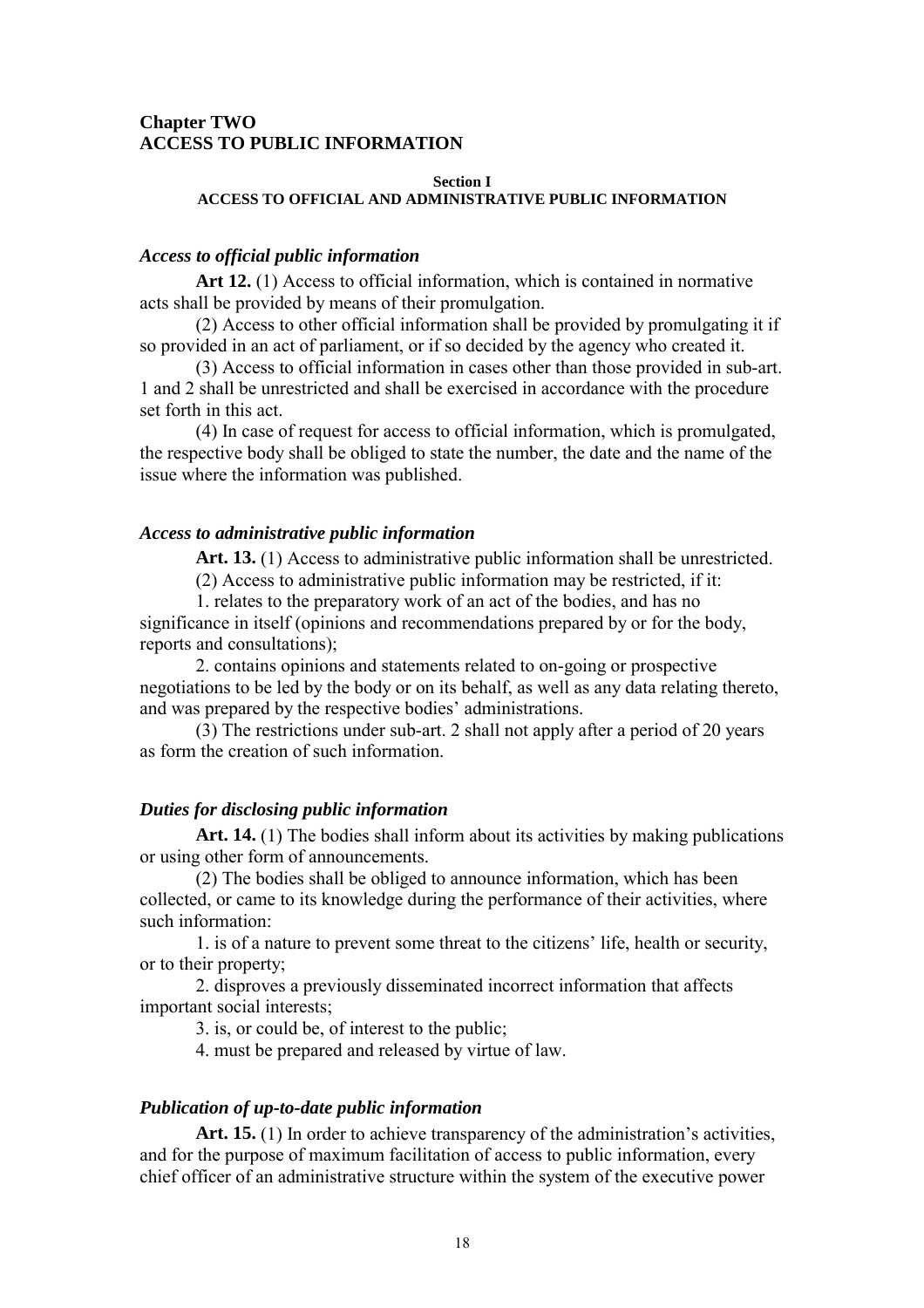## Chapter TWO
## ACCESS TO PUBLIC INFORMATION

#### Section I
#### ACCESS TO OFFICIAL AND ADMINISTRATIVE PUBLIC INFORMATION

### *Access to official public information*

**Art 12.** (1) Access to official information, which is contained in normative acts shall be provided by means of their promulgation.

(2) Access to other official information shall be provided by promulgating it if so provided in an act of parliament, or if so decided by the agency who created it.

(3) Access to official information in cases other than those provided in sub-art. 1 and 2 shall be unrestricted and shall be exercised in accordance with the procedure set forth in this act.

(4) In case of request for access to official information, which is promulgated, the respective body shall be obliged to state the number, the date and the name of the issue where the information was published.

### *Access to administrative public information*

**Art. 13.** (1) Access to administrative public information shall be unrestricted.

(2) Access to administrative public information may be restricted, if it:

1. relates to the preparatory work of an act of the bodies, and has no significance in itself (opinions and recommendations prepared by or for the body, reports and consultations);

2. contains opinions and statements related to on-going or prospective negotiations to be led by the body or on its behalf, as well as any data relating thereto, and was prepared by the respective bodies' administrations.

(3) The restrictions under sub-art. 2 shall not apply after a period of 20 years as form the creation of such information.

### *Duties for disclosing public information*

**Art. 14.** (1) The bodies shall inform about its activities by making publications or using other form of announcements.

(2) The bodies shall be obliged to announce information, which has been collected, or came to its knowledge during the performance of their activities, where such information:

1. is of a nature to prevent some threat to the citizens' life, health or security, or to their property;

2. disproves a previously disseminated incorrect information that affects important social interests;

3. is, or could be, of interest to the public;

4. must be prepared and released by virtue of law.

### *Publication of up-to-date public information*

**Art. 15.** (1) In order to achieve transparency of the administration's activities, and for the purpose of maximum facilitation of access to public information, every chief officer of an administrative structure within the system of the executive power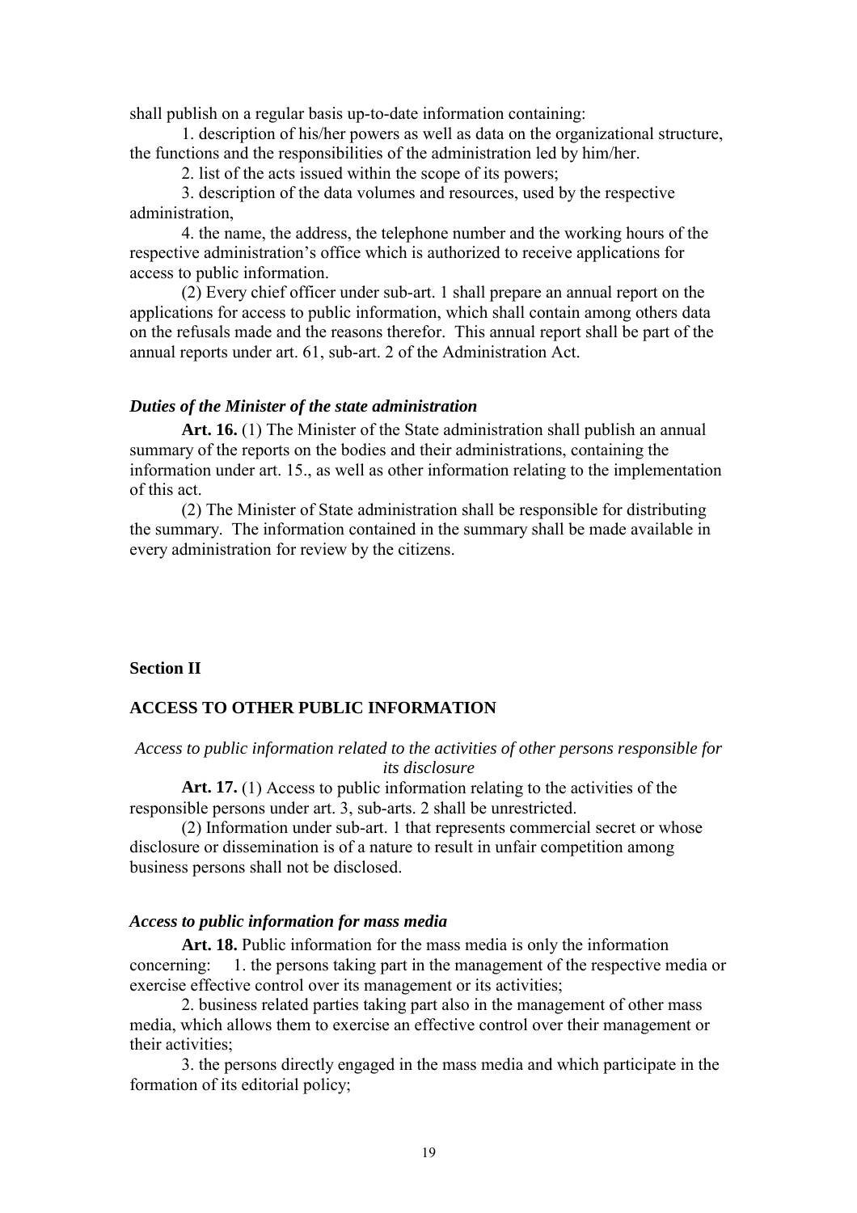shall publish on a regular basis up-to-date information containing:

1. description of his/her powers as well as data on the organizational structure, the functions and the responsibilities of the administration led by him/her.

2. list of the acts issued within the scope of its powers;

3. description of the data volumes and resources, used by the respective administration,

4. the name, the address, the telephone number and the working hours of the respective administration's office which is authorized to receive applications for access to public information.

(2) Every chief officer under sub-art. 1 shall prepare an annual report on the applications for access to public information, which shall contain among others data on the refusals made and the reasons therefor. This annual report shall be part of the annual reports under art. 61, sub-art. 2 of the Administration Act.

***Duties of the Minister of the state administration***

**Art. 16.** (1) The Minister of the State administration shall publish an annual summary of the reports on the bodies and their administrations, containing the information under art. 15., as well as other information relating to the implementation of this act.

(2) The Minister of State administration shall be responsible for distributing the summary. The information contained in the summary shall be made available in every administration for review by the citizens.

**Section II**

**ACCESS TO OTHER PUBLIC INFORMATION**

*Access to public information related to the activities of other persons responsible for its disclosure*

**Art. 17.** (1) Access to public information relating to the activities of the responsible persons under art. 3, sub-arts. 2 shall be unrestricted.

(2) Information under sub-art. 1 that represents commercial secret or whose disclosure or dissemination is of a nature to result in unfair competition among business persons shall not be disclosed.

***Access to public information for mass media***

**Art. 18.** Public information for the mass media is only the information concerning: 1. the persons taking part in the management of the respective media or exercise effective control over its management or its activities;

2. business related parties taking part also in the management of other mass media, which allows them to exercise an effective control over their management or their activities;

3. the persons directly engaged in the mass media and which participate in the formation of its editorial policy;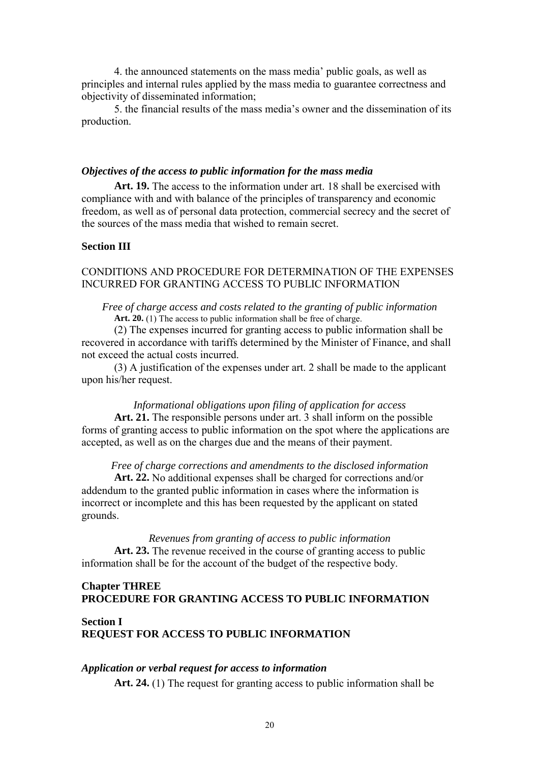4. the announced statements on the mass media' public goals, as well as principles and internal rules applied by the mass media to guarantee correctness and objectivity of disseminated information;

5. the financial results of the mass media's owner and the dissemination of its production.

***Objectives of the access to public information for the mass media***

**Art. 19.** The access to the information under art. 18 shall be exercised with compliance with and with balance of the principles of transparency and economic freedom, as well as of personal data protection, commercial secrecy and the secret of the sources of the mass media that wished to remain secret.

**Section III**

CONDITIONS AND PROCEDURE FOR DETERMINATION OF THE EXPENSES INCURRED FOR GRANTING ACCESS TO PUBLIC INFORMATION

*Free of charge access and costs related to the granting of public information*

**Art. 20.** (1) The access to public information shall be free of charge.

(2) The expenses incurred for granting access to public information shall be recovered in accordance with tariffs determined by the Minister of Finance, and shall not exceed the actual costs incurred.

(3) A justification of the expenses under art. 2 shall be made to the applicant upon his/her request.

*Informational obligations upon filing of application for access*

**Art. 21.** The responsible persons under art. 3 shall inform on the possible forms of granting access to public information on the spot where the applications are accepted, as well as on the charges due and the means of their payment.

*Free of charge corrections and amendments to the disclosed information*

**Art. 22.** No additional expenses shall be charged for corrections and/or addendum to the granted public information in cases where the information is incorrect or incomplete and this has been requested by the applicant on stated grounds.

*Revenues from granting of access to public information*

**Art. 23.** The revenue received in the course of granting access to public information shall be for the account of the budget of the respective body.

## Chapter THREE
## PROCEDURE FOR GRANTING ACCESS TO PUBLIC INFORMATION

### Section I
### REQUEST FOR ACCESS TO PUBLIC INFORMATION

***Application or verbal request for access to information***

**Art. 24.** (1) The request for granting access to public information shall be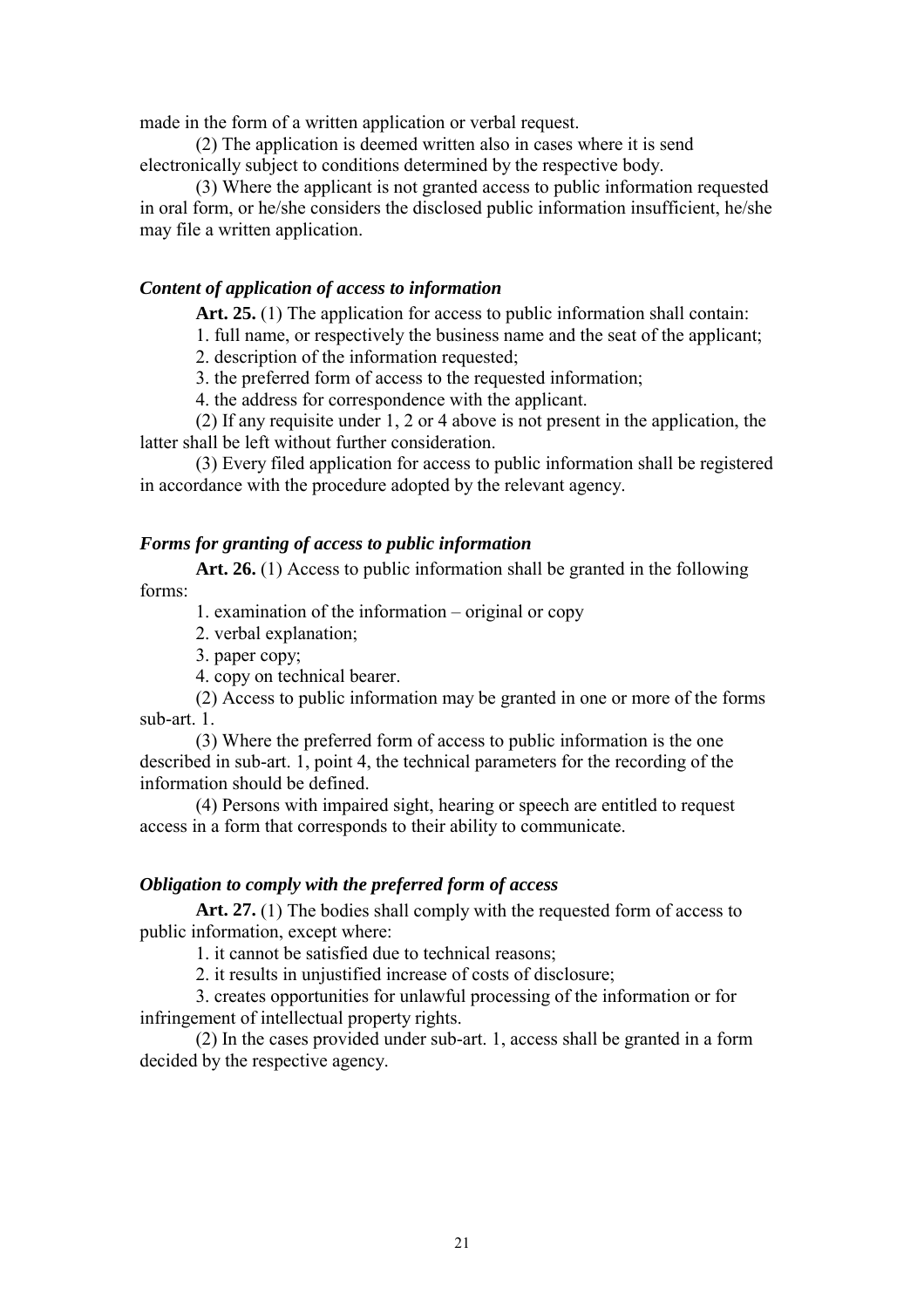made in the form of a written application or verbal request.

(2) The application is deemed written also in cases where it is send electronically subject to conditions determined by the respective body.

(3) Where the applicant is not granted access to public information requested in oral form, or he/she considers the disclosed public information insufficient, he/she may file a written application.

### *Content of application of access to information*

**Art. 25.** (1) The application for access to public information shall contain:

1. full name, or respectively the business name and the seat of the applicant;
2. description of the information requested;
3. the preferred form of access to the requested information;
4. the address for correspondence with the applicant.

(2) If any requisite under 1, 2 or 4 above is not present in the application, the latter shall be left without further consideration.

(3) Every filed application for access to public information shall be registered in accordance with the procedure adopted by the relevant agency.

### *Forms for granting of access to public information*

**Art. 26.** (1) Access to public information shall be granted in the following forms:

1. examination of the information – original or copy
2. verbal explanation;
3. paper copy;
4. copy on technical bearer.

(2) Access to public information may be granted in one or more of the forms sub-art. 1.

(3) Where the preferred form of access to public information is the one described in sub-art. 1, point 4, the technical parameters for the recording of the information should be defined.

(4) Persons with impaired sight, hearing or speech are entitled to request access in a form that corresponds to their ability to communicate.

### *Obligation to comply with the preferred form of access*

**Art. 27.** (1) The bodies shall comply with the requested form of access to public information, except where:

1. it cannot be satisfied due to technical reasons;
2. it results in unjustified increase of costs of disclosure;
3. creates opportunities for unlawful processing of the information or for infringement of intellectual property rights.

(2) In the cases provided under sub-art. 1, access shall be granted in a form decided by the respective agency.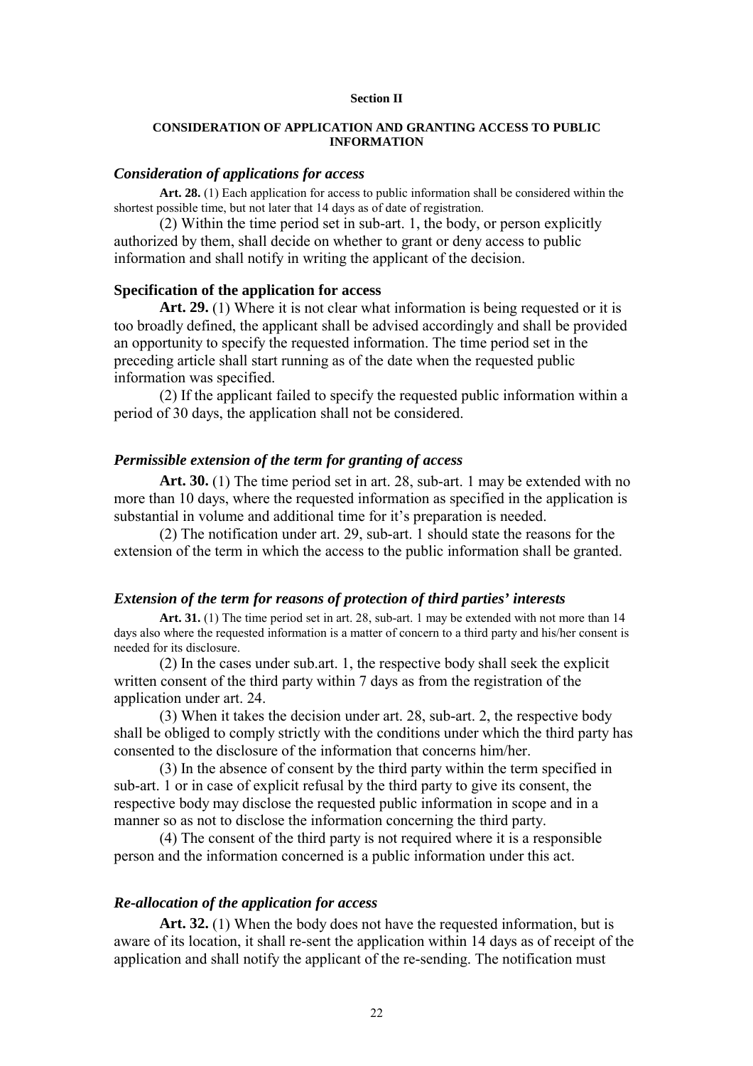**Section II**

**CONSIDERATION OF APPLICATION AND GRANTING ACCESS TO PUBLIC INFORMATION**

### *Consideration of applications for access*

**Art. 28.** (1) Each application for access to public information shall be considered within the shortest possible time, but not later that 14 days as of date of registration.

(2) Within the time period set in sub-art. 1, the body, or person explicitly authorized by them, shall decide on whether to grant or deny access to public information and shall notify in writing the applicant of the decision.

### **Specification of the application for access**

**Art. 29.** (1) Where it is not clear what information is being requested or it is too broadly defined, the applicant shall be advised accordingly and shall be provided an opportunity to specify the requested information. The time period set in the preceding article shall start running as of the date when the requested public information was specified.

(2) If the applicant failed to specify the requested public information within a period of 30 days, the application shall not be considered.

### *Permissible extension of the term for granting of access*

**Art. 30.** (1) The time period set in art. 28, sub-art. 1 may be extended with no more than 10 days, where the requested information as specified in the application is substantial in volume and additional time for it's preparation is needed.

(2) The notification under art. 29, sub-art. 1 should state the reasons for the extension of the term in which the access to the public information shall be granted.

### *Extension of the term for reasons of protection of third parties' interests*

**Art. 31.** (1) The time period set in art. 28, sub-art. 1 may be extended with not more than 14 days also where the requested information is a matter of concern to a third party and his/her consent is needed for its disclosure.

(2) In the cases under sub.art. 1, the respective body shall seek the explicit written consent of the third party within 7 days as from the registration of the application under art. 24.

(3) When it takes the decision under art. 28, sub-art. 2, the respective body shall be obliged to comply strictly with the conditions under which the third party has consented to the disclosure of the information that concerns him/her.

(3) In the absence of consent by the third party within the term specified in sub-art. 1 or in case of explicit refusal by the third party to give its consent, the respective body may disclose the requested public information in scope and in a manner so as not to disclose the information concerning the third party.

(4) The consent of the third party is not required where it is a responsible person and the information concerned is a public information under this act.

### *Re-allocation of the application for access*

**Art. 32.** (1) When the body does not have the requested information, but is aware of its location, it shall re-sent the application within 14 days as of receipt of the application and shall notify the applicant of the re-sending. The notification must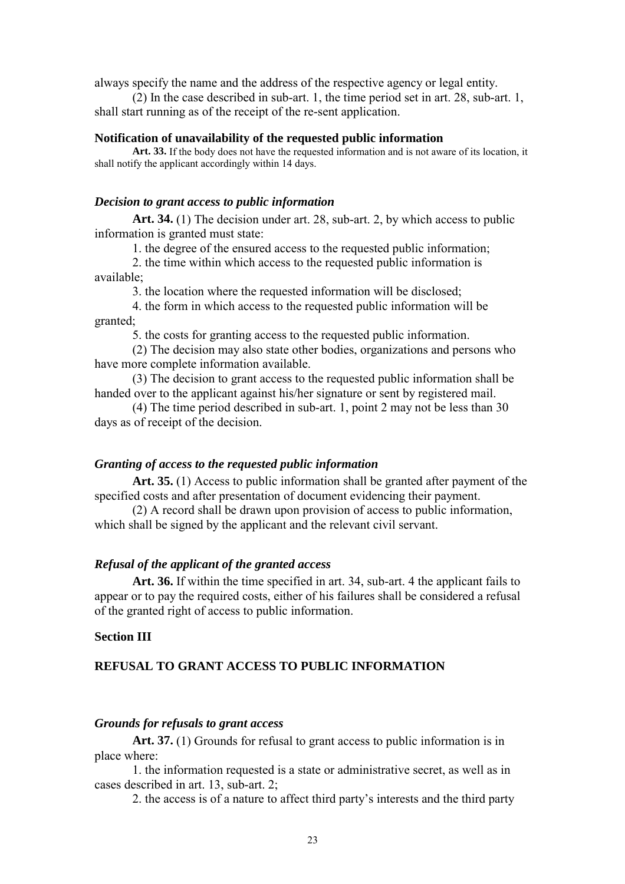always specify the name and the address of the respective agency or legal entity.

(2) In the case described in sub-art. 1, the time period set in art. 28, sub-art. 1, shall start running as of the receipt of the re-sent application.

**Notification of unavailability of the requested public information**

**Art. 33.** If the body does not have the requested information and is not aware of its location, it shall notify the applicant accordingly within 14 days.

***Decision to grant access to public information***

**Art. 34.** (1) The decision under art. 28, sub-art. 2, by which access to public information is granted must state:

1. the degree of the ensured access to the requested public information;

2. the time within which access to the requested public information is available;

3. the location where the requested information will be disclosed;

4. the form in which access to the requested public information will be granted;

5. the costs for granting access to the requested public information.

(2) The decision may also state other bodies, organizations and persons who have more complete information available.

(3) The decision to grant access to the requested public information shall be handed over to the applicant against his/her signature or sent by registered mail.

(4) The time period described in sub-art. 1, point 2 may not be less than 30 days as of receipt of the decision.

***Granting of access to the requested public information***

**Art. 35.** (1) Access to public information shall be granted after payment of the specified costs and after presentation of document evidencing their payment.

(2) A record shall be drawn upon provision of access to public information, which shall be signed by the applicant and the relevant civil servant.

***Refusal of the applicant of the granted access***

**Art. 36.** If within the time specified in art. 34, sub-art. 4 the applicant fails to appear or to pay the required costs, either of his failures shall be considered a refusal of the granted right of access to public information.

**Section III**

**REFUSAL TO GRANT ACCESS TO PUBLIC INFORMATION**

***Grounds for refusals to grant access***

**Art. 37.** (1) Grounds for refusal to grant access to public information is in place where:

1. the information requested is a state or administrative secret, as well as in cases described in art. 13, sub-art. 2;

2. the access is of a nature to affect third party's interests and the third party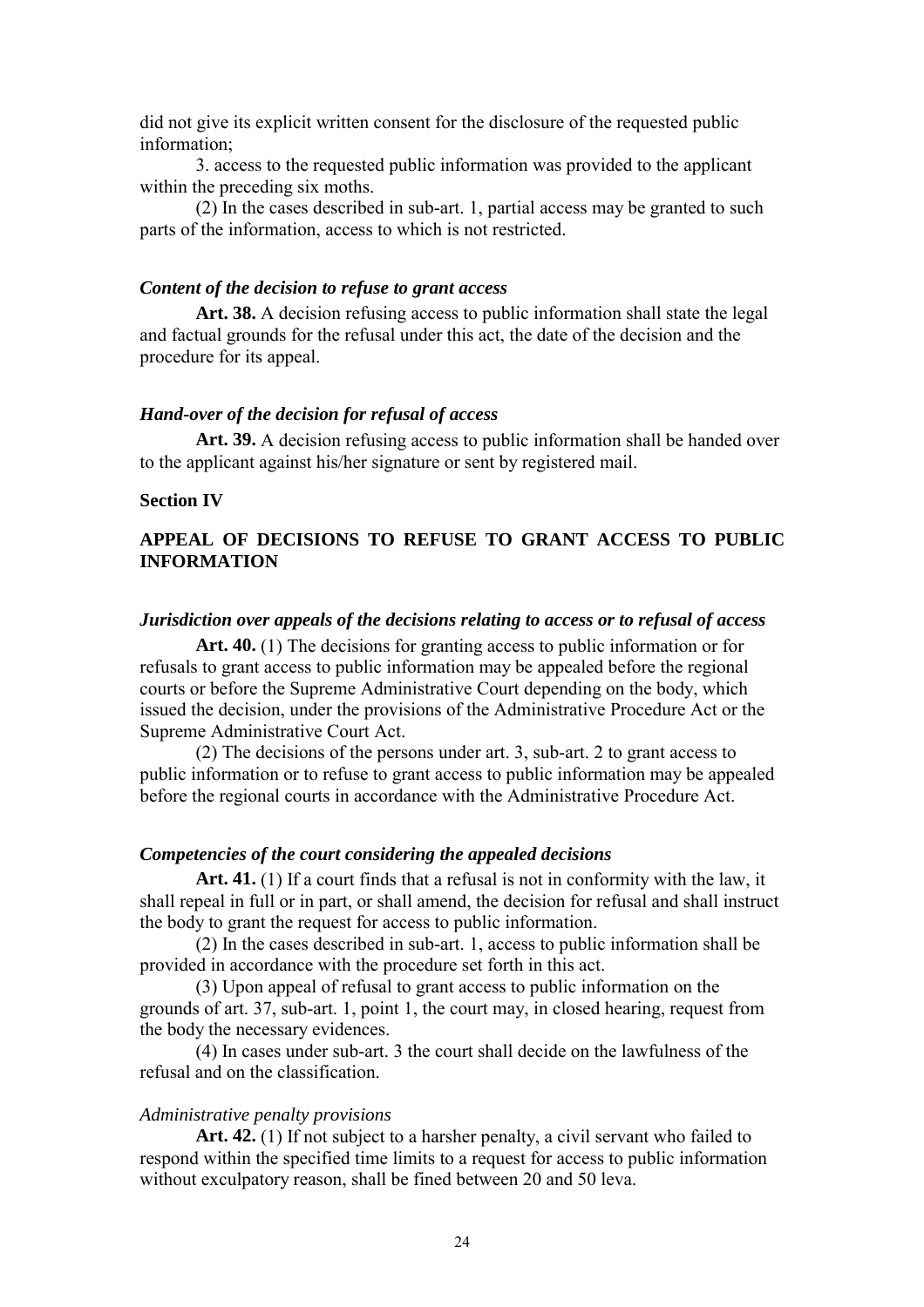did not give its explicit written consent for the disclosure of the requested public information;

3. access to the requested public information was provided to the applicant within the preceding six moths.

(2) In the cases described in sub-art. 1, partial access may be granted to such parts of the information, access to which is not restricted.

***Content of the decision to refuse to grant access***

**Art. 38.** A decision refusing access to public information shall state the legal and factual grounds for the refusal under this act, the date of the decision and the procedure for its appeal.

***Hand-over of the decision for refusal of access***

**Art. 39.** A decision refusing access to public information shall be handed over to the applicant against his/her signature or sent by registered mail.

**Section IV**

**APPEAL OF DECISIONS TO REFUSE TO GRANT ACCESS TO PUBLIC INFORMATION**

***Jurisdiction over appeals of the decisions relating to access or to refusal of access***

**Art. 40.** (1) The decisions for granting access to public information or for refusals to grant access to public information may be appealed before the regional courts or before the Supreme Administrative Court depending on the body, which issued the decision, under the provisions of the Administrative Procedure Act or the Supreme Administrative Court Act.

(2) The decisions of the persons under art. 3, sub-art. 2 to grant access to public information or to refuse to grant access to public information may be appealed before the regional courts in accordance with the Administrative Procedure Act.

***Competencies of the court considering the appealed decisions***

**Art. 41.** (1) If a court finds that a refusal is not in conformity with the law, it shall repeal in full or in part, or shall amend, the decision for refusal and shall instruct the body to grant the request for access to public information.

(2) In the cases described in sub-art. 1, access to public information shall be provided in accordance with the procedure set forth in this act.

(3) Upon appeal of refusal to grant access to public information on the grounds of art. 37, sub-art. 1, point 1, the court may, in closed hearing, request from the body the necessary evidences.

(4) In cases under sub-art. 3 the court shall decide on the lawfulness of the refusal and on the classification.

*Administrative penalty provisions*

**Art. 42.** (1) If not subject to a harsher penalty, a civil servant who failed to respond within the specified time limits to a request for access to public information without exculpatory reason, shall be fined between 20 and 50 leva.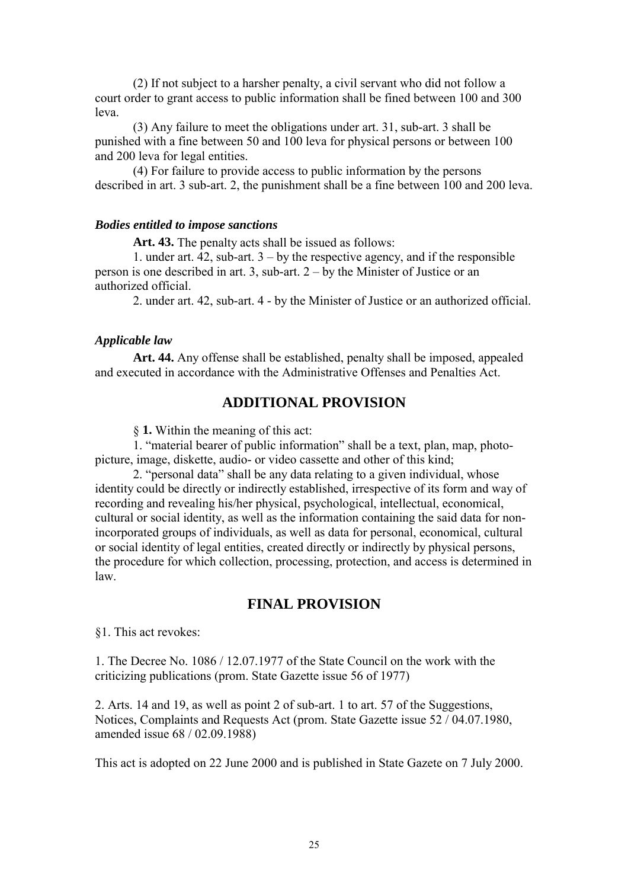(2) If not subject to a harsher penalty, a civil servant who did not follow a court order to grant access to public information shall be fined between 100 and 300 leva.

(3) Any failure to meet the obligations under art. 31, sub-art. 3 shall be punished with a fine between 50 and 100 leva for physical persons or between 100 and 200 leva for legal entities.

(4) For failure to provide access to public information by the persons described in art. 3 sub-art. 2, the punishment shall be a fine between 100 and 200 leva.

***Bodies entitled to impose sanctions***

**Art. 43.** The penalty acts shall be issued as follows:

1. under art. 42, sub-art. 3 – by the respective agency, and if the responsible person is one described in art. 3, sub-art. 2 – by the Minister of Justice or an authorized official.

2. under art. 42, sub-art. 4 - by the Minister of Justice or an authorized official.

***Applicable law***

**Art. 44.** Any offense shall be established, penalty shall be imposed, appealed and executed in accordance with the Administrative Offenses and Penalties Act.

## ADDITIONAL PROVISION

§ **1.** Within the meaning of this act:

1. "material bearer of public information" shall be a text, plan, map, photo-picture, image, diskette, audio- or video cassette and other of this kind;

2. "personal data" shall be any data relating to a given individual, whose identity could be directly or indirectly established, irrespective of its form and way of recording and revealing his/her physical, psychological, intellectual, economical, cultural or social identity, as well as the information containing the said data for non-incorporated groups of individuals, as well as data for personal, economical, cultural or social identity of legal entities, created directly or indirectly by physical persons, the procedure for which collection, processing, protection, and access is determined in law.

## FINAL PROVISION

§1. This act revokes:

1. The Decree No. 1086 / 12.07.1977 of the State Council on the work with the criticizing publications (prom. State Gazette issue 56 of 1977)

2. Arts. 14 and 19, as well as point 2 of sub-art. 1 to art. 57 of the Suggestions, Notices, Complaints and Requests Act (prom. State Gazette issue 52 / 04.07.1980, amended issue 68 / 02.09.1988)

This act is adopted on 22 June 2000 and is published in State Gazete on 7 July 2000.